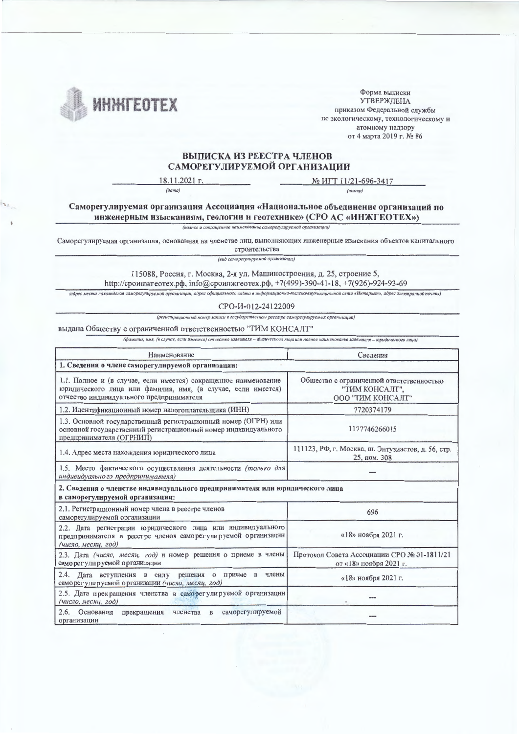ИНЖГЕОТЕХ

Форма выписки
УТВЕРЖДЕНА
приказом Федеральной службы
по экологическому, технологическому и
атомному надзору
от 4 марта 2019 г. № 86

## ВЫПИСКА ИЗ РЕЕСТРА ЧЛЕНОВ САМОРЕГУЛИРУЕМОЙ ОРГАНИЗАЦИИ

18.11.2021 г. № ИГТ 11/21-696-3417
*(дата)* *(номер)*

**Саморегулируемая организация Ассоциация «Национальное объединение организаций по инженерным изысканиям, геологии и геотехнике» (СРО АС «ИНЖГЕОТЕХ»)**

*(полное и сокращенное наименование саморегулируемой организации)*

Саморегулируемая организация, основанная на членстве лиц, выполняющих инженерные изыскания объектов капитального строительства

*(вид саморегулируемой организации)*

115088, Россия, г. Москва, 2-я ул. Машиностроения, д. 25, строение 5,
http://сроинжгеотех.рф, info@сроинжгеотех.рф, +7(499)-390-41-18, +7(926)-924-93-69

*(адрес места нахождения саморегулируемой организации, адрес официального сайта в информационно-телекоммуникационной сети «Интернет», адрес электронной почты)*

СРО-И-012-24122009

*(регистрационный номер записи в государственном реестре саморегулируемых организаций)*

выдана Обществу с ограниченной ответственностью "ТИМ КОНСАЛТ"

*(фамилия, имя, (в случае, если имеется) отчество заявителя – физического лица или полное наименование заявителя – юридического лица)*

| Наименование | Сведения |
|---|---|
| **1. Сведения о члене саморегулируемой организации:** | |
| 1.1. Полное и (в случае, если имеется) сокращенное наименование юридического лица или фамилия, имя, (в случае, если имеется) отчество индивидуального предпринимателя | Общество с ограниченной ответственностью "ТИМ КОНСАЛТ", ООО "ТИМ КОНСАЛТ" |
| 1.2. Идентификационный номер налогоплательщика (ИНН) | 7720374179 |
| 1.3. Основной государственный регистрационный номер (ОГРН) или основной государственный регистрационный номер индивидуального предпринимателя (ОГРНИП) | 1177746266015 |
| 1.4. Адрес места нахождения юридического лица | 111123, РФ, г. Москва, ш. Энтузиастов, д. 56, стр. 25, пом. 308 |
| 1.5. Место фактического осуществления деятельности *(только для индивидуального предпринимателя)* | --- |
| **2. Сведения о членстве индивидуального предпринимателя или юридического лица в саморегулируемой организации:** | |
| 2.1. Регистрационный номер члена в реестре членов саморегулируемой организации | 696 |
| 2.2. Дата регистрации юридического лица или индивидуального предпринимателя в реестре членов саморегулируемой организации *(число, месяц, год)* | «18» ноября 2021 г. |
| 2.3. Дата *(число, месяц, год)* и номер решения о приеме в члены саморегулируемой организации | Протокол Совета Ассоциации СРО № 01-1811/21 от «18» ноября 2021 г. |
| 2.4. Дата вступления в силу решения о приеме в члены саморегулируемой организации *(число, месяц, год)* | «18» ноября 2021 г. |
| 2.5. Дата прекращения членства в саморегулируемой организации *(число, месяц, год)* | --- |
| 2.6. Основания прекращения членства в саморегулируемой организации | --- |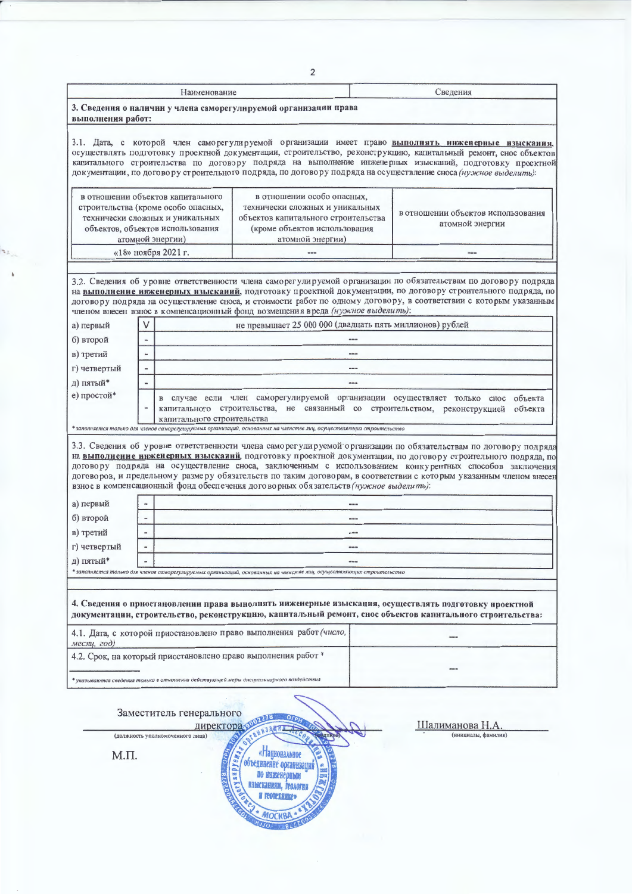| Наименование | Сведения |
|---|---|
| **3. Сведения о наличии у члена саморегулируемой организации права выполнения работ:** | |

3.1. Дата, с которой член саморегулируемой организации имеет право **выполнять инженерные изыскания**, осуществлять подготовку проектной документации, строительство, реконструкцию, капитальный ремонт, снос объектов капитального строительства по договору подряда на выполнение инженерных изысканий, подготовку проектной документации, по договору строительного подряда, по договору подряда на осуществление сноса *(нужное выделить)*:

| в отношении объектов капитального строительства (кроме особо опасных, технически сложных и уникальных объектов, объектов использования атомной энергии) | в отношении особо опасных, технически сложных и уникальных объектов капитального строительства (кроме объектов использования атомной энергии) | в отношении объектов использования атомной энергии |
|---|---|---|
| «18» ноября 2021 г. | --- | --- |

3.2. Сведения об уровне ответственности члена саморегулируемой организации по обязательствам по договору подряда на **выполнение инженерных изысканий**, подготовку проектной документации, по договору строительного подряда, по договору подряда на осуществление сноса, и стоимости работ по одному договору, в соответствии с которым указанным членом внесен взнос в компенсационный фонд возмещения вреда *(нужное выделить)*:

| | | |
|---|---|---|
| а) первый | V | не превышает 25 000 000 (двадцать пять миллионов) рублей |
| б) второй | - | --- |
| в) третий | - | --- |
| г) четвертый | - | --- |
| д) пятый* | - | --- |
| е) простой* | - | в случае если член саморегулируемой организации осуществляет только снос объекта капитального строительства, не связанный со строительством, реконструкцией объекта капитального строительства |

*\* заполняется только для членов саморегулируемых организаций, основанных на членстве лиц, осуществляющих строительство*

3.3. Сведения об уровне ответственности члена саморегулируемой организации по обязательствам по договору подряда на **выполнение инженерных изысканий**, подготовку проектной документации, по договору строительного подряда, по договору подряда на осуществление сноса, заключенным с использованием конкурентных способов заключения договоров, и предельному размеру обязательств по таким договорам, в соответствии с которым указанным членом внесен взнос в компенсационный фонд обеспечения договорных обязательств *(нужное выделить)*:

| | | |
|---|---|---|
| а) первый | - | --- |
| б) второй | - | --- |
| в) третий | - | --- |
| г) четвертый | - | --- |
| д) пятый* | - | --- |

*\* заполняется только для членов саморегулируемых организаций, основанных на членстве лиц, осуществляющих строительство*

**4. Сведения о приостановлении права выполнять инженерные изыскания, осуществлять подготовку проектной документации, строительство, реконструкцию, капитальный ремонт, снос объектов капитального строительства:**

| | |
|---|---|
| 4.1. Дата, с которой приостановлено право выполнения работ *(число, месяц, год)* | --- |
| 4.2. Срок, на который приостановлено право выполнения работ * | --- |

*\* указываются сведения только в отношении действующей меры дисциплинарного воздействия*

Заместитель генерального директора
(должность уполномоченного лица) (подпись) Шалиманова Н.А. (инициалы, фамилия)

М.П.

Саморегулируемая организация Ассоциация «Национальное объединение организаций по инженерным изысканиям, геологии и геотехнике» «НИЦГЕО» МОСКВА